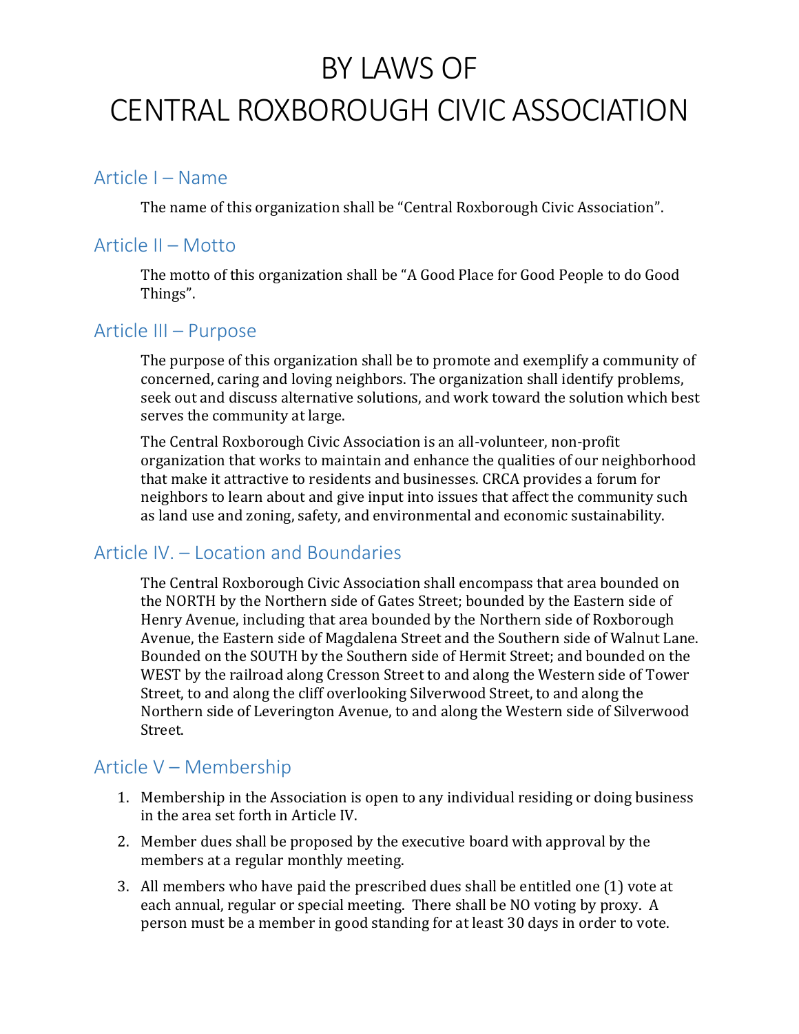# BY LAWS OF
# CENTRAL ROXBOROUGH CIVIC ASSOCIATION

## Article I – Name

The name of this organization shall be "Central Roxborough Civic Association".

## Article II – Motto

The motto of this organization shall be "A Good Place for Good People to do Good Things".

## Article III – Purpose

The purpose of this organization shall be to promote and exemplify a community of concerned, caring and loving neighbors. The organization shall identify problems, seek out and discuss alternative solutions, and work toward the solution which best serves the community at large.

The Central Roxborough Civic Association is an all-volunteer, non-profit organization that works to maintain and enhance the qualities of our neighborhood that make it attractive to residents and businesses. CRCA provides a forum for neighbors to learn about and give input into issues that affect the community such as land use and zoning, safety, and environmental and economic sustainability.

## Article IV. – Location and Boundaries

The Central Roxborough Civic Association shall encompass that area bounded on the NORTH by the Northern side of Gates Street; bounded by the Eastern side of Henry Avenue, including that area bounded by the Northern side of Roxborough Avenue, the Eastern side of Magdalena Street and the Southern side of Walnut Lane. Bounded on the SOUTH by the Southern side of Hermit Street; and bounded on the WEST by the railroad along Cresson Street to and along the Western side of Tower Street, to and along the cliff overlooking Silverwood Street, to and along the Northern side of Leverington Avenue, to and along the Western side of Silverwood Street.

## Article V – Membership

1. Membership in the Association is open to any individual residing or doing business in the area set forth in Article IV.
2. Member dues shall be proposed by the executive board with approval by the members at a regular monthly meeting.
3. All members who have paid the prescribed dues shall be entitled one (1) vote at each annual, regular or special meeting. There shall be NO voting by proxy. A person must be a member in good standing for at least 30 days in order to vote.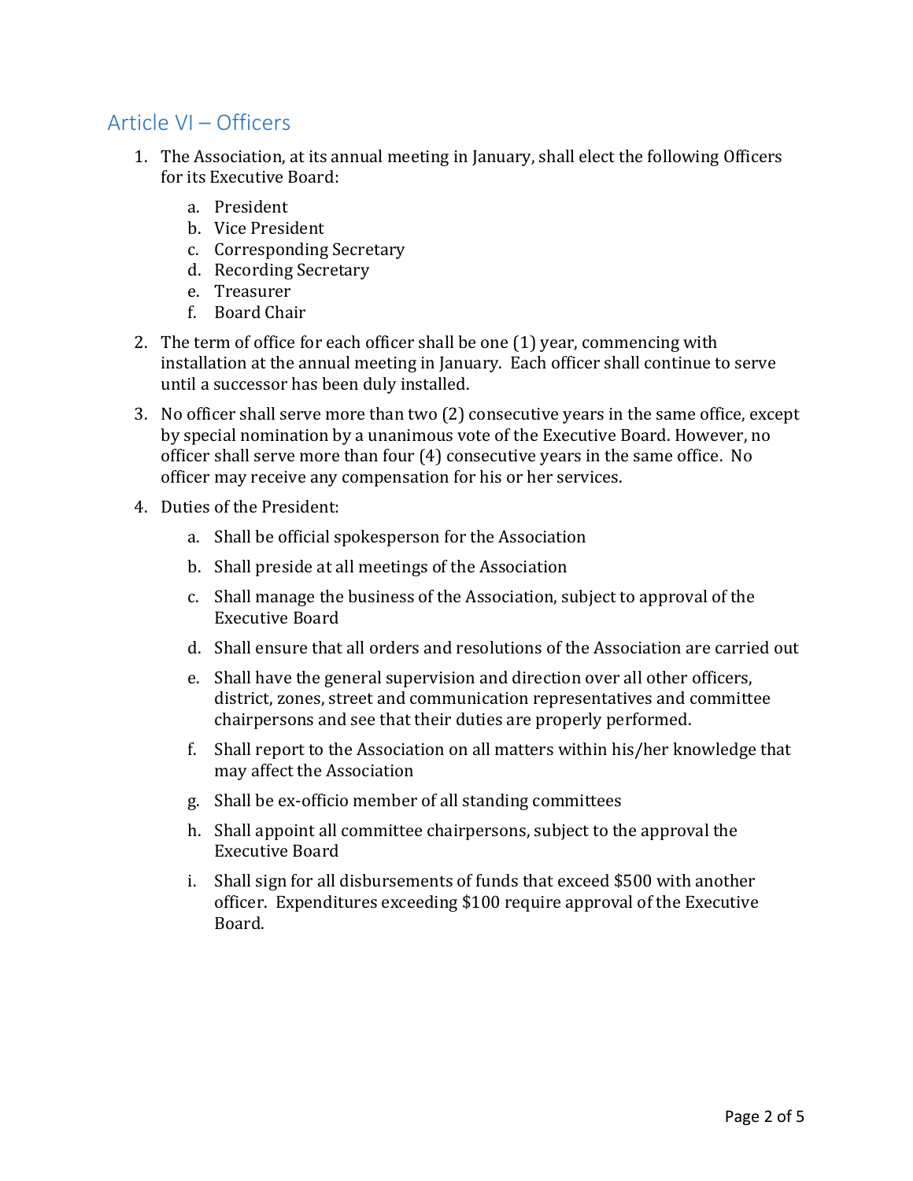## Article VI – Officers

1. The Association, at its annual meeting in January, shall elect the following Officers for its Executive Board:
    a. President
    b. Vice President
    c. Corresponding Secretary
    d. Recording Secretary
    e. Treasurer
    f. Board Chair
2. The term of office for each officer shall be one (1) year, commencing with installation at the annual meeting in January. Each officer shall continue to serve until a successor has been duly installed.
3. No officer shall serve more than two (2) consecutive years in the same office, except by special nomination by a unanimous vote of the Executive Board. However, no officer shall serve more than four (4) consecutive years in the same office. No officer may receive any compensation for his or her services.
4. Duties of the President:
    a. Shall be official spokesperson for the Association
    b. Shall preside at all meetings of the Association
    c. Shall manage the business of the Association, subject to approval of the Executive Board
    d. Shall ensure that all orders and resolutions of the Association are carried out
    e. Shall have the general supervision and direction over all other officers, district, zones, street and communication representatives and committee chairpersons and see that their duties are properly performed.
    f. Shall report to the Association on all matters within his/her knowledge that may affect the Association
    g. Shall be ex-officio member of all standing committees
    h. Shall appoint all committee chairpersons, subject to the approval the Executive Board
    i. Shall sign for all disbursements of funds that exceed $500 with another officer. Expenditures exceeding $100 require approval of the Executive Board.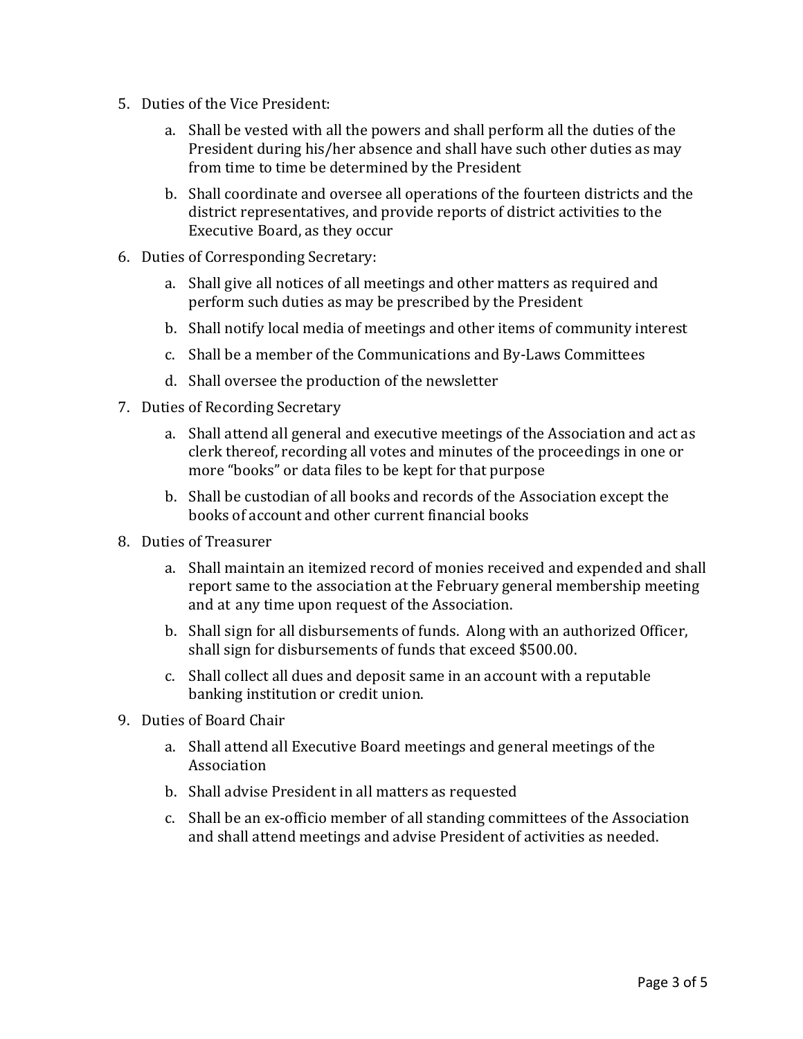5. Duties of the Vice President:

    a. Shall be vested with all the powers and shall perform all the duties of the President during his/her absence and shall have such other duties as may from time to time be determined by the President

    b. Shall coordinate and oversee all operations of the fourteen districts and the district representatives, and provide reports of district activities to the Executive Board, as they occur

6. Duties of Corresponding Secretary:

    a. Shall give all notices of all meetings and other matters as required and perform such duties as may be prescribed by the President

    b. Shall notify local media of meetings and other items of community interest

    c. Shall be a member of the Communications and By-Laws Committees

    d. Shall oversee the production of the newsletter

7. Duties of Recording Secretary

    a. Shall attend all general and executive meetings of the Association and act as clerk thereof, recording all votes and minutes of the proceedings in one or more "books" or data files to be kept for that purpose

    b. Shall be custodian of all books and records of the Association except the books of account and other current financial books

8. Duties of Treasurer

    a. Shall maintain an itemized record of monies received and expended and shall report same to the association at the February general membership meeting and at any time upon request of the Association.

    b. Shall sign for all disbursements of funds. Along with an authorized Officer, shall sign for disbursements of funds that exceed $500.00.

    c. Shall collect all dues and deposit same in an account with a reputable banking institution or credit union.

9. Duties of Board Chair

    a. Shall attend all Executive Board meetings and general meetings of the Association

    b. Shall advise President in all matters as requested

    c. Shall be an ex-officio member of all standing committees of the Association and shall attend meetings and advise President of activities as needed.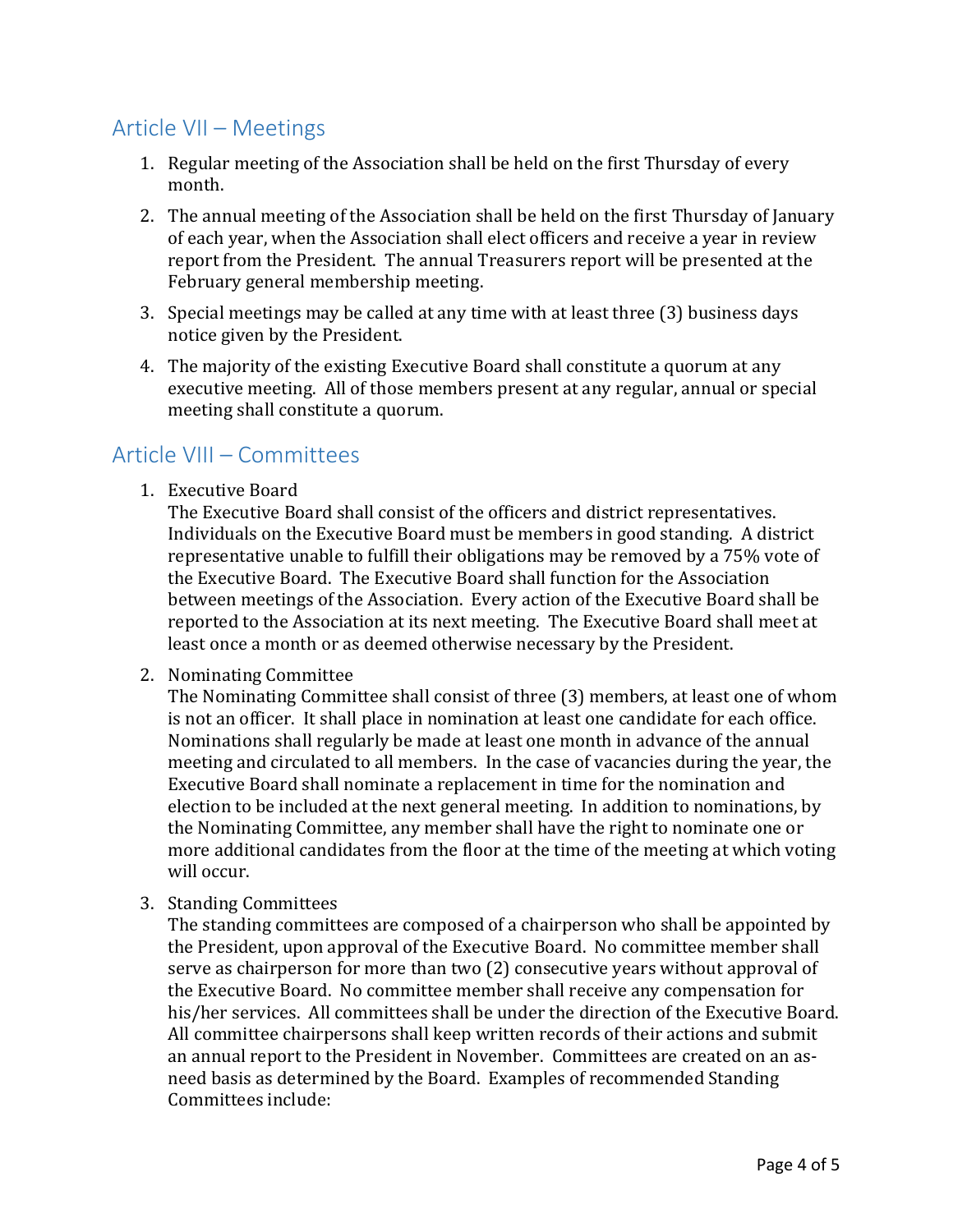## Article VII – Meetings

1. Regular meeting of the Association shall be held on the first Thursday of every month.
2. The annual meeting of the Association shall be held on the first Thursday of January of each year, when the Association shall elect officers and receive a year in review report from the President. The annual Treasurers report will be presented at the February general membership meeting.
3. Special meetings may be called at any time with at least three (3) business days notice given by the President.
4. The majority of the existing Executive Board shall constitute a quorum at any executive meeting. All of those members present at any regular, annual or special meeting shall constitute a quorum.

## Article VIII – Committees

1. Executive Board
   The Executive Board shall consist of the officers and district representatives. Individuals on the Executive Board must be members in good standing. A district representative unable to fulfill their obligations may be removed by a 75% vote of the Executive Board. The Executive Board shall function for the Association between meetings of the Association. Every action of the Executive Board shall be reported to the Association at its next meeting. The Executive Board shall meet at least once a month or as deemed otherwise necessary by the President.
2. Nominating Committee
   The Nominating Committee shall consist of three (3) members, at least one of whom is not an officer. It shall place in nomination at least one candidate for each office. Nominations shall regularly be made at least one month in advance of the annual meeting and circulated to all members. In the case of vacancies during the year, the Executive Board shall nominate a replacement in time for the nomination and election to be included at the next general meeting. In addition to nominations, by the Nominating Committee, any member shall have the right to nominate one or more additional candidates from the floor at the time of the meeting at which voting will occur.
3. Standing Committees
   The standing committees are composed of a chairperson who shall be appointed by the President, upon approval of the Executive Board. No committee member shall serve as chairperson for more than two (2) consecutive years without approval of the Executive Board. No committee member shall receive any compensation for his/her services. All committees shall be under the direction of the Executive Board. All committee chairpersons shall keep written records of their actions and submit an annual report to the President in November. Committees are created on an as-need basis as determined by the Board. Examples of recommended Standing Committees include: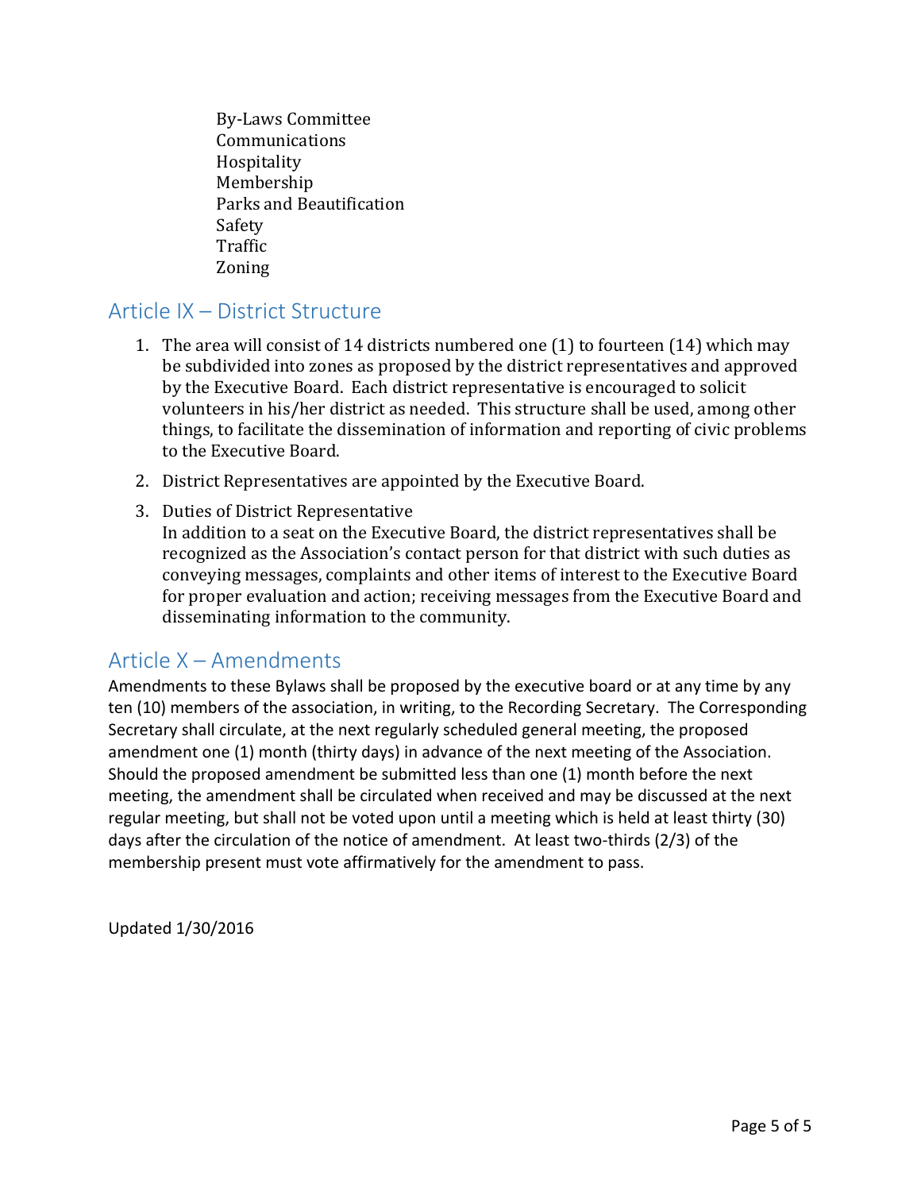By-Laws Committee
Communications
Hospitality
Membership
Parks and Beautification
Safety
Traffic
Zoning

## Article IX – District Structure

1. The area will consist of 14 districts numbered one (1) to fourteen (14) which may be subdivided into zones as proposed by the district representatives and approved by the Executive Board. Each district representative is encouraged to solicit volunteers in his/her district as needed. This structure shall be used, among other things, to facilitate the dissemination of information and reporting of civic problems to the Executive Board.
2. District Representatives are appointed by the Executive Board.
3. Duties of District Representative
   In addition to a seat on the Executive Board, the district representatives shall be recognized as the Association's contact person for that district with such duties as conveying messages, complaints and other items of interest to the Executive Board for proper evaluation and action; receiving messages from the Executive Board and disseminating information to the community.

## Article X – Amendments

Amendments to these Bylaws shall be proposed by the executive board or at any time by any ten (10) members of the association, in writing, to the Recording Secretary. The Corresponding Secretary shall circulate, at the next regularly scheduled general meeting, the proposed amendment one (1) month (thirty days) in advance of the next meeting of the Association. Should the proposed amendment be submitted less than one (1) month before the next meeting, the amendment shall be circulated when received and may be discussed at the next regular meeting, but shall not be voted upon until a meeting which is held at least thirty (30) days after the circulation of the notice of amendment. At least two-thirds (2/3) of the membership present must vote affirmatively for the amendment to pass.

Updated 1/30/2016